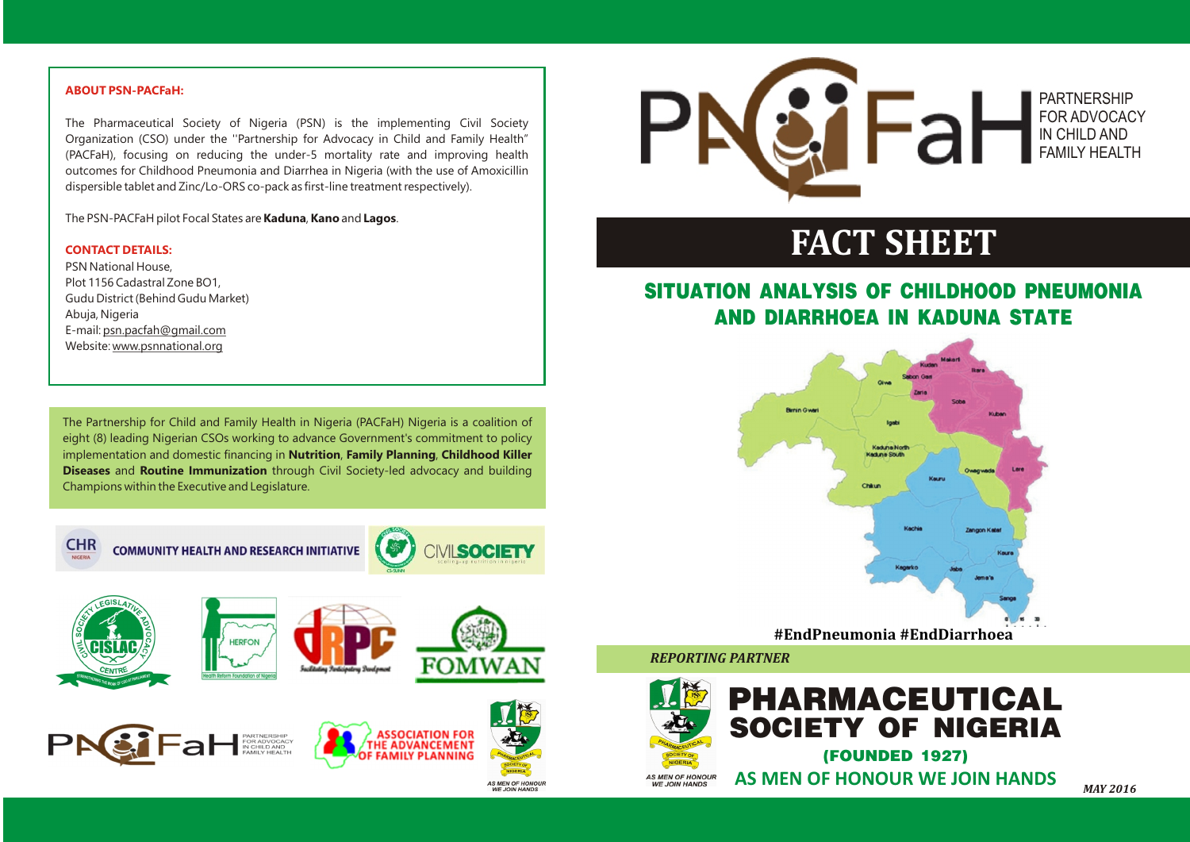**ABOUT PSN-PACFaH:**

The Pharmaceutical Society of Nigeria (PSN) is the implementing Civil Society Organization (CSO) under the "Partnership for Advocacy in Child and Family Health" (PACFaH), focusing on reducing the under-5 mortality rate and improving health outcomes for Childhood Pneumonia and Diarrhea in Nigeria (with the use of Amoxicillin dispersible tablet and Zinc/Lo-ORS co-pack as first-line treatment respectively).

The PSN-PACFaH pilot Focal States are **Kaduna**, **Kano** and **Lagos**.

**CONTACT DETAILS:**

PSN National House,
Plot 1156 Cadastral Zone BO1,
Gudu District (Behind Gudu Market)
Abuja, Nigeria
E-mail: psn.pacfah@gmail.com
Website: www.psnnational.org

The Partnership for Child and Family Health in Nigeria (PACFaH) Nigeria is a coalition of eight (8) leading Nigerian CSOs working to advance Government's commitment to policy implementation and domestic financing in **Nutrition**, **Family Planning**, **Childhood Killer Diseases** and **Routine Immunization** through Civil Society-led advocacy and building Champions within the Executive and Legislature.

COMMUNITY HEALTH AND RESEARCH INITIATIVE

CIVILSOCIETY

CISLAC

HERFON

dRPC

FOMWAN

PACFaH PARTNERSHIP FOR ADVOCACY IN CHILD AND FAMILY HEALTH

ASSOCIATION FOR THE ADVANCEMENT OF FAMILY PLANNING

AS MEN OF HONOUR WE JOIN HANDS

PACFaH PARTNERSHIP FOR ADVOCACY IN CHILD AND FAMILY HEALTH

# FACT SHEET

## SITUATION ANALYSIS OF CHILDHOOD PNEUMONIA AND DIARRHOEA IN KADUNA STATE

Makarfi, Kudan, Ikara, Sabon Gari, Giwa, Zaria, Soba, Birnin Gwari, Kubau, Igabi, Kaduna North, Kaduna South, Chikun, Kauru, Lere, Kajuru, Kachia, Zangon Kataf, Kaura, Kagarko, Jaba, Jema'a, Sanga

**#EndPneumonia #EndDiarrhoea**

*REPORTING PARTNER*

**PHARMACEUTICAL SOCIETY OF NIGERIA**

**(FOUNDED 1927)**

**AS MEN OF HONOUR WE JOIN HANDS**

*MAY 2016*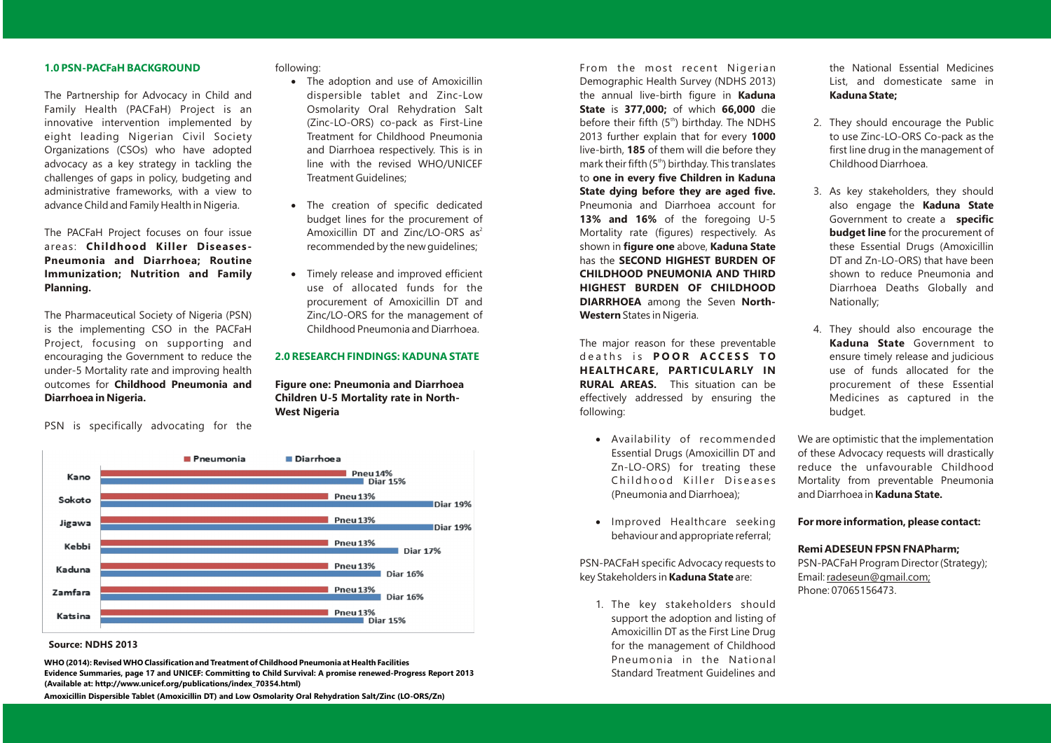## 1.0 PSN-PACFaH BACKGROUND

The Partnership for Advocacy in Child and Family Health (PACFaH) Project is an innovative intervention implemented by eight leading Nigerian Civil Society Organizations (CSOs) who have adopted advocacy as a key strategy in tackling the challenges of gaps in policy, budgeting and administrative frameworks, with a view to advance Child and Family Health in Nigeria.

The PACFaH Project focuses on four issue areas: **Childhood Killer Diseases-Pneumonia and Diarrhoea; Routine Immunization; Nutrition and Family Planning.**

The Pharmaceutical Society of Nigeria (PSN) is the implementing CSO in the PACFaH Project, focusing on supporting and encouraging the Government to reduce the under-5 Mortality rate and improving health outcomes for **Childhood Pneumonia and Diarrhoea in Nigeria.**

PSN is specifically advocating for the following:

- The adoption and use of Amoxicillin dispersible tablet and Zinc-Low Osmolarity Oral Rehydration Salt (Zinc-LO-ORS) co-pack as First-Line Treatment for Childhood Pneumonia and Diarrhoea respectively. This is in line with the revised WHO/UNICEF Treatment Guidelines;
- The creation of specific dedicated budget lines for the procurement of Amoxicillin DT and Zinc/LO-ORS as[2] recommended by the new guidelines;
- Timely release and improved efficient use of allocated funds for the procurement of Amoxicillin DT and Zinc/LO-ORS for the management of Childhood Pneumonia and Diarrhoea.

## 2.0 RESEARCH FINDINGS: KADUNA STATE

**Figure one: Pneumonia and Diarrhoea Children U-5 Mortality rate in North-West Nigeria**

Pneumonia   Diarrhoea

Kano: Pneu 14%, Diar 15%
Sokoto: Pneu 13%, Diar 19%
Jigawa: Pneu 13%, Diar 19%
Kebbi: Pneu 13%, Diar 17%
Kaduna: Pneu 13%, Diar 16%
Zamfara: Pneu 13%, Diar 16%
Katsina: Pneu 13%, Diar 15%

**Source: NDHS 2013**

**WHO (2014): Revised WHO Classification and Treatment of Childhood Pneumonia at Health Facilities**
**Evidence Summaries, page 17 and UNICEF: Committing to Child Survival: A promise renewed-Progress Report 2013 (Available at: http://www.unicef.org/publications/index_70354.html)**
**Amoxicillin Dispersible Tablet (Amoxicillin DT) and Low Osmolarity Oral Rehydration Salt/Zinc (LO-ORS/Zn)**

From the most recent Nigerian Demographic Health Survey (NDHS 2013) the annual live-birth figure in **Kaduna State** is **377,000;** of which **66,000** die before their fifth (5[th]) birthday. The NDHS 2013 further explain that for every **1000** live-birth, **185** of them will die before they mark their fifth (5[th]) birthday. This translates to **one in every five Children in Kaduna State dying before they are aged five.** Pneumonia and Diarrhoea account for **13% and 16%** of the foregoing U-5 Mortality rate (figures) respectively. As shown in **figure one** above, **Kaduna State** has the **SECOND HIGHEST BURDEN OF CHILDHOOD PNEUMONIA AND THIRD HIGHEST BURDEN OF CHILDHOOD DIARRHOEA** among the Seven **North-Western** States in Nigeria.

The major reason for these preventable deaths is **POOR ACCESS TO HEALTHCARE, PARTICULARLY IN RURAL AREAS.** This situation can be effectively addressed by ensuring the following:

- Availability of recommended Essential Drugs (Amoxicillin DT and Zn-LO-ORS) for treating these Childhood Killer Diseases (Pneumonia and Diarrhoea);
- Improved Healthcare seeking behaviour and appropriate referral;

PSN-PACFaH specific Advocacy requests to key Stakeholders in **Kaduna State** are:

1. The key stakeholders should support the adoption and listing of Amoxicillin DT as the First Line Drug for the management of Childhood Pneumonia in the National Standard Treatment Guidelines and the National Essential Medicines List, and domesticate same in **Kaduna State;**
2. They should encourage the Public to use Zinc-LO-ORS Co-pack as the first line drug in the management of Childhood Diarrhoea.
3. As key stakeholders, they should also engage the **Kaduna State** Government to create a **specific budget line** for the procurement of these Essential Drugs (Amoxicillin DT and Zn-LO-ORS) that have been shown to reduce Pneumonia and Diarrhoea Deaths Globally and Nationally;
4. They should also encourage the **Kaduna State** Government to ensure timely release and judicious use of funds allocated for the procurement of these Essential Medicines as captured in the budget.

We are optimistic that the implementation of these Advocacy requests will drastically reduce the unfavourable Childhood Mortality from preventable Pneumonia and Diarrhoea in **Kaduna State.**

**For more information, please contact:**

**Remi ADESEUN FPSN FNAPharm;**
PSN-PACFaH Program Director (Strategy);
Email: radeseun@gmail.com;
Phone: 07065156473.